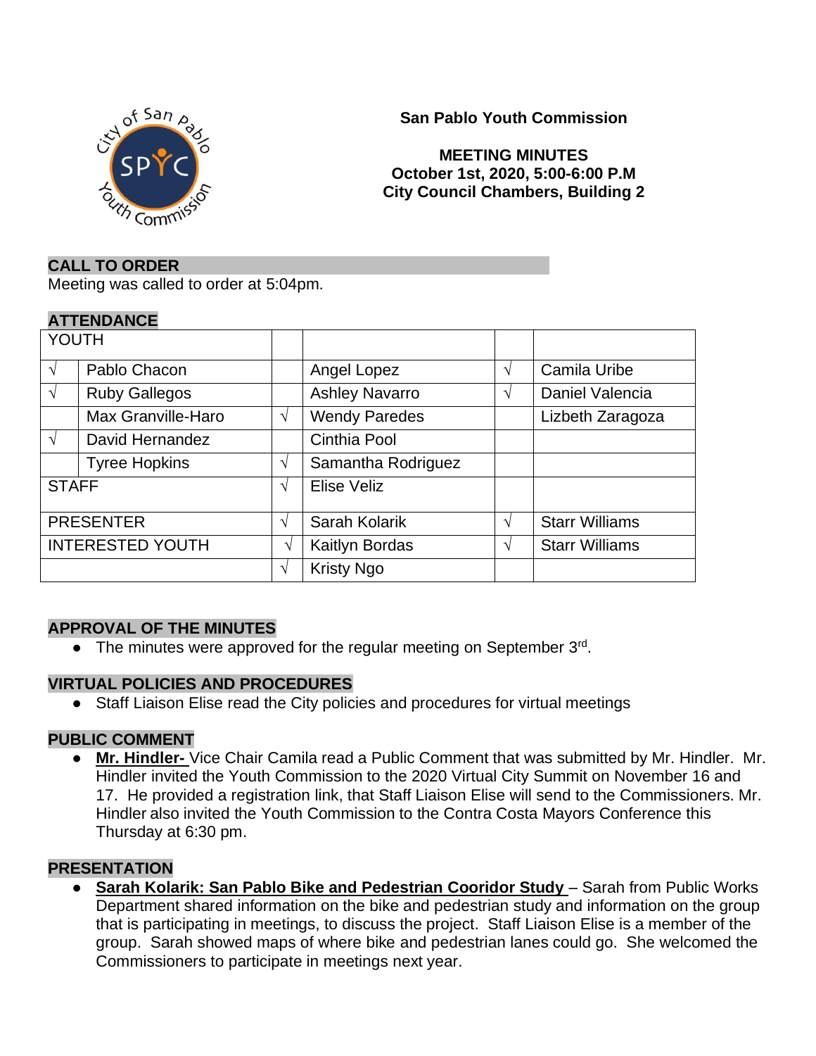**San Pablo Youth Commission**

**MEETING MINUTES**
**October 1st, 2020, 5:00-6:00 P.M**
**City Council Chambers, Building 2**

## CALL TO ORDER

Meeting was called to order at 5:04pm.

## ATTENDANCE

| YOUTH | | | | | |
|---|---|---|---|---|---|
| √ | Pablo Chacon | | Angel Lopez | √ | Camila Uribe |
| √ | Ruby Gallegos | | Ashley Navarro | √ | Daniel Valencia |
| | Max Granville-Haro | √ | Wendy Paredes | | Lizbeth Zaragoza |
| √ | David Hernandez | | Cinthia Pool | | |
| | Tyree Hopkins | √ | Samantha Rodriguez | | |
| STAFF | | √ | Elise Veliz | | |
| PRESENTER | | √ | Sarah Kolarik | √ | Starr Williams |
| INTERESTED YOUTH | | √ | Kaitlyn Bordas | √ | Starr Williams |
| | | √ | Kristy Ngo | | |

## APPROVAL OF THE MINUTES

- The minutes were approved for the regular meeting on September 3rd.

## VIRTUAL POLICIES AND PROCEDURES

- Staff Liaison Elise read the City policies and procedures for virtual meetings

## PUBLIC COMMENT

- **Mr. Hindler-** Vice Chair Camila read a Public Comment that was submitted by Mr. Hindler. Mr. Hindler invited the Youth Commission to the 2020 Virtual City Summit on November 16 and 17. He provided a registration link, that Staff Liaison Elise will send to the Commissioners. Mr. Hindler also invited the Youth Commission to the Contra Costa Mayors Conference this Thursday at 6:30 pm.

## PRESENTATION

- **Sarah Kolarik: San Pablo Bike and Pedestrian Cooridor Study** – Sarah from Public Works Department shared information on the bike and pedestrian study and information on the group that is participating in meetings, to discuss the project. Staff Liaison Elise is a member of the group. Sarah showed maps of where bike and pedestrian lanes could go. She welcomed the Commissioners to participate in meetings next year.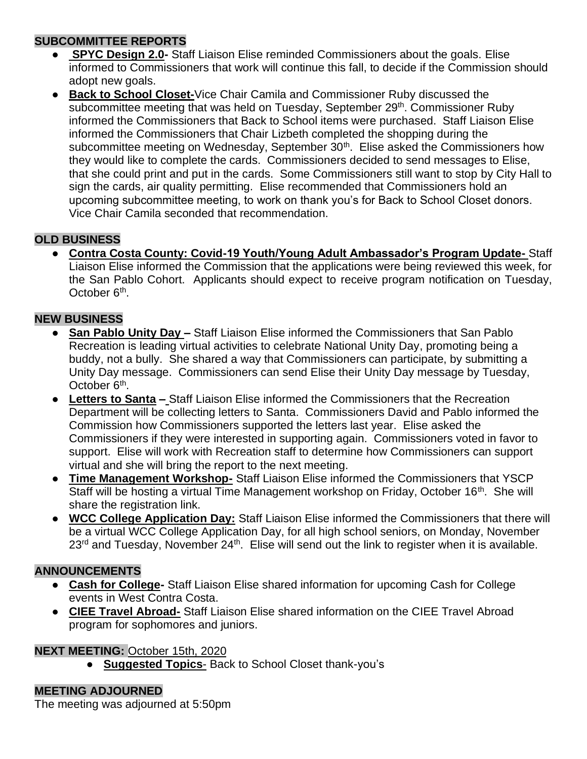## SUBCOMMITTEE REPORTS

- **SPYC Design 2.0-** Staff Liaison Elise reminded Commissioners about the goals. Elise informed to Commissioners that work will continue this fall, to decide if the Commission should adopt new goals.
- **Back to School Closet-**Vice Chair Camila and Commissioner Ruby discussed the subcommittee meeting that was held on Tuesday, September 29th. Commissioner Ruby informed the Commissioners that Back to School items were purchased. Staff Liaison Elise informed the Commissioners that Chair Lizbeth completed the shopping during the subcommittee meeting on Wednesday, September 30th. Elise asked the Commissioners how they would like to complete the cards. Commissioners decided to send messages to Elise, that she could print and put in the cards. Some Commissioners still want to stop by City Hall to sign the cards, air quality permitting. Elise recommended that Commissioners hold an upcoming subcommittee meeting, to work on thank you's for Back to School Closet donors. Vice Chair Camila seconded that recommendation.

## OLD BUSINESS

- **Contra Costa County: Covid-19 Youth/Young Adult Ambassador's Program Update-** Staff Liaison Elise informed the Commission that the applications were being reviewed this week, for the San Pablo Cohort. Applicants should expect to receive program notification on Tuesday, October 6th.

## NEW BUSINESS

- **San Pablo Unity Day –** Staff Liaison Elise informed the Commissioners that San Pablo Recreation is leading virtual activities to celebrate National Unity Day, promoting being a buddy, not a bully. She shared a way that Commissioners can participate, by submitting a Unity Day message. Commissioners can send Elise their Unity Day message by Tuesday, October 6th.
- **Letters to Santa –** Staff Liaison Elise informed the Commissioners that the Recreation Department will be collecting letters to Santa. Commissioners David and Pablo informed the Commission how Commissioners supported the letters last year. Elise asked the Commissioners if they were interested in supporting again. Commissioners voted in favor to support. Elise will work with Recreation staff to determine how Commissioners can support virtual and she will bring the report to the next meeting.
- **Time Management Workshop-** Staff Liaison Elise informed the Commissioners that YSCP Staff will be hosting a virtual Time Management workshop on Friday, October 16th. She will share the registration link.
- **WCC College Application Day:** Staff Liaison Elise informed the Commissioners that there will be a virtual WCC College Application Day, for all high school seniors, on Monday, November 23rd and Tuesday, November 24th. Elise will send out the link to register when it is available.

## ANNOUNCEMENTS

- **Cash for College-** Staff Liaison Elise shared information for upcoming Cash for College events in West Contra Costa.
- **CIEE Travel Abroad-** Staff Liaison Elise shared information on the CIEE Travel Abroad program for sophomores and juniors.

## NEXT MEETING: October 15th, 2020

- **Suggested Topics**- Back to School Closet thank-you's

## MEETING ADJOURNED

The meeting was adjourned at 5:50pm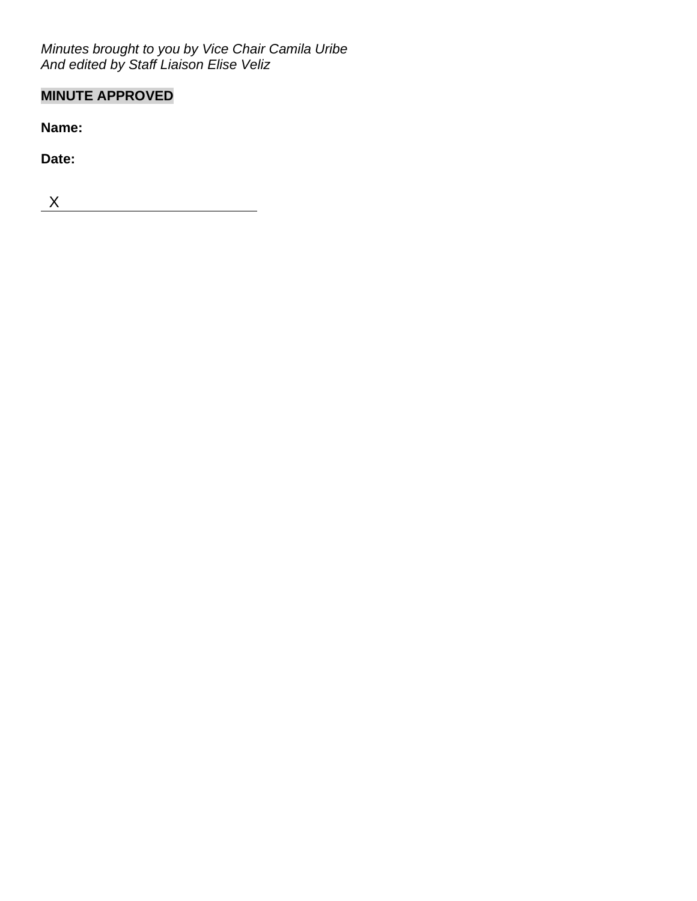*Minutes brought to you by Vice Chair Camila Uribe*
*And edited by Staff Liaison Elise Veliz*

**MINUTE APPROVED**

**Name:**

**Date:**

X ______________________________